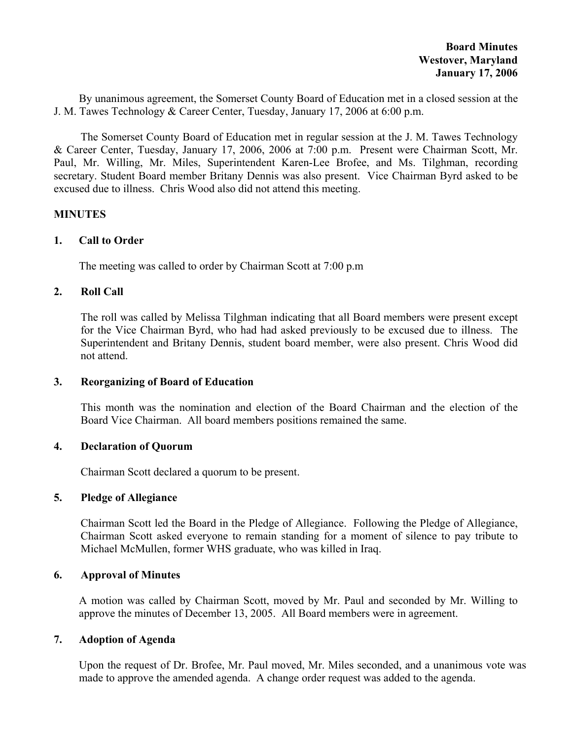**Board Minutes**
**Westover, Maryland**
**January 17, 2006**

By unanimous agreement, the Somerset County Board of Education met in a closed session at the J. M. Tawes Technology & Career Center, Tuesday, January 17, 2006 at 6:00 p.m.

The Somerset County Board of Education met in regular session at the J. M. Tawes Technology & Career Center, Tuesday, January 17, 2006, 2006 at 7:00 p.m. Present were Chairman Scott, Mr. Paul, Mr. Willing, Mr. Miles, Superintendent Karen-Lee Brofee, and Ms. Tilghman, recording secretary. Student Board member Britany Dennis was also present. Vice Chairman Byrd asked to be excused due to illness. Chris Wood also did not attend this meeting.

## MINUTES

### 1. Call to Order

The meeting was called to order by Chairman Scott at 7:00 p.m

### 2. Roll Call

The roll was called by Melissa Tilghman indicating that all Board members were present except for the Vice Chairman Byrd, who had had asked previously to be excused due to illness. The Superintendent and Britany Dennis, student board member, were also present. Chris Wood did not attend.

### 3. Reorganizing of Board of Education

This month was the nomination and election of the Board Chairman and the election of the Board Vice Chairman. All board members positions remained the same.

### 4. Declaration of Quorum

Chairman Scott declared a quorum to be present.

### 5. Pledge of Allegiance

Chairman Scott led the Board in the Pledge of Allegiance. Following the Pledge of Allegiance, Chairman Scott asked everyone to remain standing for a moment of silence to pay tribute to Michael McMullen, former WHS graduate, who was killed in Iraq.

### 6. Approval of Minutes

A motion was called by Chairman Scott, moved by Mr. Paul and seconded by Mr. Willing to approve the minutes of December 13, 2005. All Board members were in agreement.

### 7. Adoption of Agenda

Upon the request of Dr. Brofee, Mr. Paul moved, Mr. Miles seconded, and a unanimous vote was made to approve the amended agenda. A change order request was added to the agenda.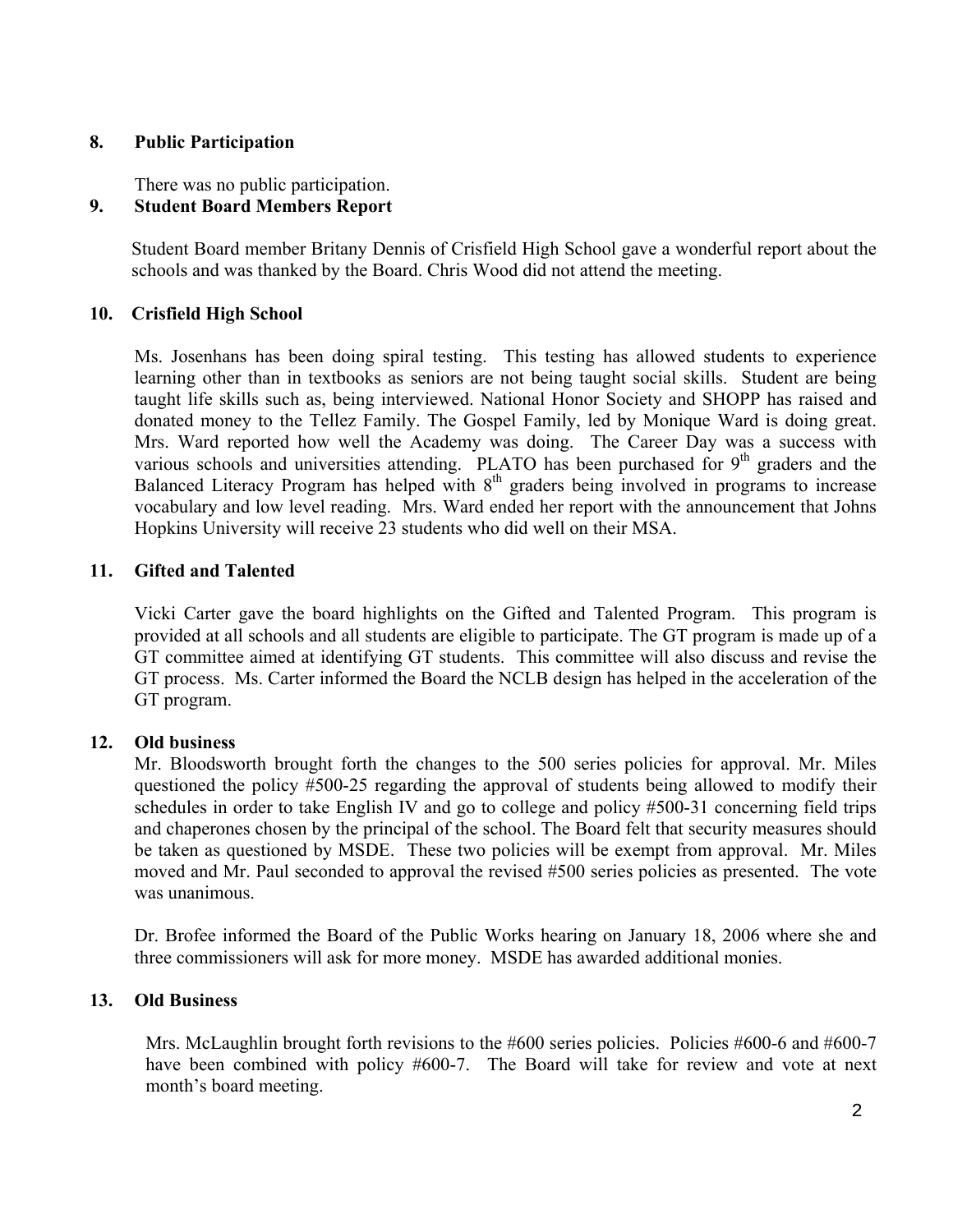**8. Public Participation**

There was no public participation.

**9. Student Board Members Report**

Student Board member Britany Dennis of Crisfield High School gave a wonderful report about the schools and was thanked by the Board. Chris Wood did not attend the meeting.

**10. Crisfield High School**

Ms. Josenhans has been doing spiral testing. This testing has allowed students to experience learning other than in textbooks as seniors are not being taught social skills. Student are being taught life skills such as, being interviewed. National Honor Society and SHOPP has raised and donated money to the Tellez Family. The Gospel Family, led by Monique Ward is doing great. Mrs. Ward reported how well the Academy was doing. The Career Day was a success with various schools and universities attending. PLATO has been purchased for 9th graders and the Balanced Literacy Program has helped with 8th graders being involved in programs to increase vocabulary and low level reading. Mrs. Ward ended her report with the announcement that Johns Hopkins University will receive 23 students who did well on their MSA.

**11. Gifted and Talented**

Vicki Carter gave the board highlights on the Gifted and Talented Program. This program is provided at all schools and all students are eligible to participate. The GT program is made up of a GT committee aimed at identifying GT students. This committee will also discuss and revise the GT process. Ms. Carter informed the Board the NCLB design has helped in the acceleration of the GT program.

**12. Old business**

Mr. Bloodsworth brought forth the changes to the 500 series policies for approval. Mr. Miles questioned the policy #500-25 regarding the approval of students being allowed to modify their schedules in order to take English IV and go to college and policy #500-31 concerning field trips and chaperones chosen by the principal of the school. The Board felt that security measures should be taken as questioned by MSDE. These two policies will be exempt from approval. Mr. Miles moved and Mr. Paul seconded to approval the revised #500 series policies as presented. The vote was unanimous.

Dr. Brofee informed the Board of the Public Works hearing on January 18, 2006 where she and three commissioners will ask for more money. MSDE has awarded additional monies.

**13. Old Business**

Mrs. McLaughlin brought forth revisions to the #600 series policies. Policies #600-6 and #600-7 have been combined with policy #600-7. The Board will take for review and vote at next month's board meeting.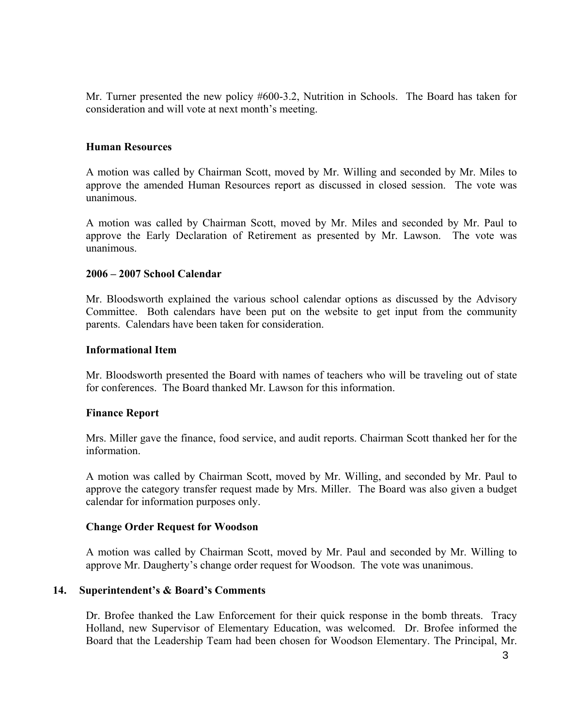Mr. Turner presented the new policy #600-3.2, Nutrition in Schools. The Board has taken for consideration and will vote at next month's meeting.

**Human Resources**

A motion was called by Chairman Scott, moved by Mr. Willing and seconded by Mr. Miles to approve the amended Human Resources report as discussed in closed session. The vote was unanimous.

A motion was called by Chairman Scott, moved by Mr. Miles and seconded by Mr. Paul to approve the Early Declaration of Retirement as presented by Mr. Lawson. The vote was unanimous.

**2006 – 2007 School Calendar**

Mr. Bloodsworth explained the various school calendar options as discussed by the Advisory Committee. Both calendars have been put on the website to get input from the community parents. Calendars have been taken for consideration.

**Informational Item**

Mr. Bloodsworth presented the Board with names of teachers who will be traveling out of state for conferences. The Board thanked Mr. Lawson for this information.

**Finance Report**

Mrs. Miller gave the finance, food service, and audit reports. Chairman Scott thanked her for the information.

A motion was called by Chairman Scott, moved by Mr. Willing, and seconded by Mr. Paul to approve the category transfer request made by Mrs. Miller. The Board was also given a budget calendar for information purposes only.

**Change Order Request for Woodson**

A motion was called by Chairman Scott, moved by Mr. Paul and seconded by Mr. Willing to approve Mr. Daugherty's change order request for Woodson. The vote was unanimous.

## 14. Superintendent's & Board's Comments

Dr. Brofee thanked the Law Enforcement for their quick response in the bomb threats. Tracy Holland, new Supervisor of Elementary Education, was welcomed. Dr. Brofee informed the Board that the Leadership Team had been chosen for Woodson Elementary. The Principal, Mr.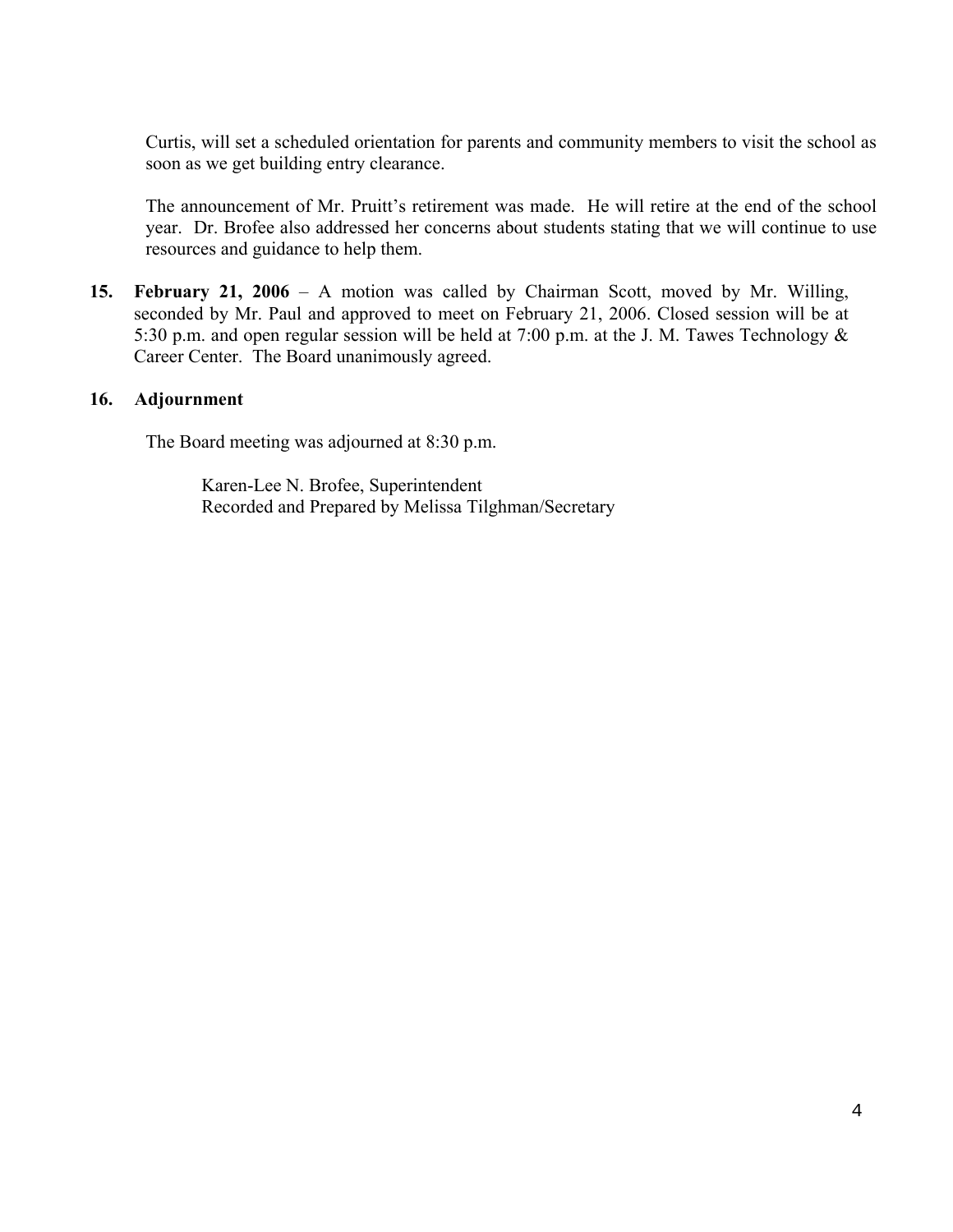Curtis, will set a scheduled orientation for parents and community members to visit the school as soon as we get building entry clearance.

The announcement of Mr. Pruitt's retirement was made. He will retire at the end of the school year. Dr. Brofee also addressed her concerns about students stating that we will continue to use resources and guidance to help them.

**15. February 21, 2006** – A motion was called by Chairman Scott, moved by Mr. Willing, seconded by Mr. Paul and approved to meet on February 21, 2006. Closed session will be at 5:30 p.m. and open regular session will be held at 7:00 p.m. at the J. M. Tawes Technology & Career Center. The Board unanimously agreed.

**16. Adjournment**

The Board meeting was adjourned at 8:30 p.m.

Karen-Lee N. Brofee, Superintendent
Recorded and Prepared by Melissa Tilghman/Secretary